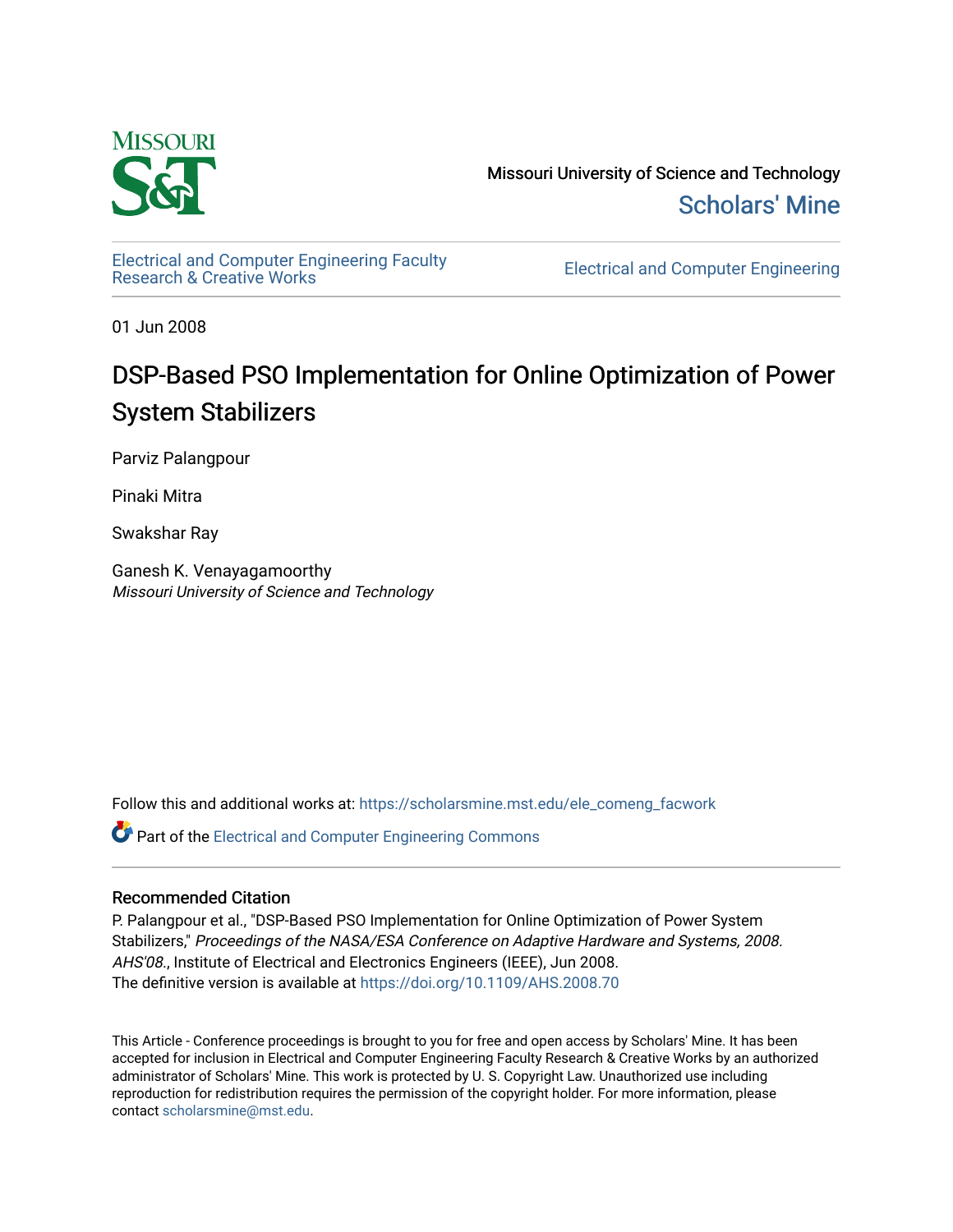Missouri University of Science and Technology

Scholars' Mine

Electrical and Computer Engineering Faculty Research & Creative Works

Electrical and Computer Engineering

01 Jun 2008

# DSP-Based PSO Implementation for Online Optimization of Power System Stabilizers

Parviz Palangpour

Pinaki Mitra

Swakshar Ray

Ganesh K. Venayagamoorthy
*Missouri University of Science and Technology*

Follow this and additional works at: https://scholarsmine.mst.edu/ele_comeng_facwork

Part of the Electrical and Computer Engineering Commons

## Recommended Citation

P. Palangpour et al., "DSP-Based PSO Implementation for Online Optimization of Power System Stabilizers," *Proceedings of the NASA/ESA Conference on Adaptive Hardware and Systems, 2008. AHS'08.*, Institute of Electrical and Electronics Engineers (IEEE), Jun 2008.
The definitive version is available at https://doi.org/10.1109/AHS.2008.70

This Article - Conference proceedings is brought to you for free and open access by Scholars' Mine. It has been accepted for inclusion in Electrical and Computer Engineering Faculty Research & Creative Works by an authorized administrator of Scholars' Mine. This work is protected by U. S. Copyright Law. Unauthorized use including reproduction for redistribution requires the permission of the copyright holder. For more information, please contact scholarsmine@mst.edu.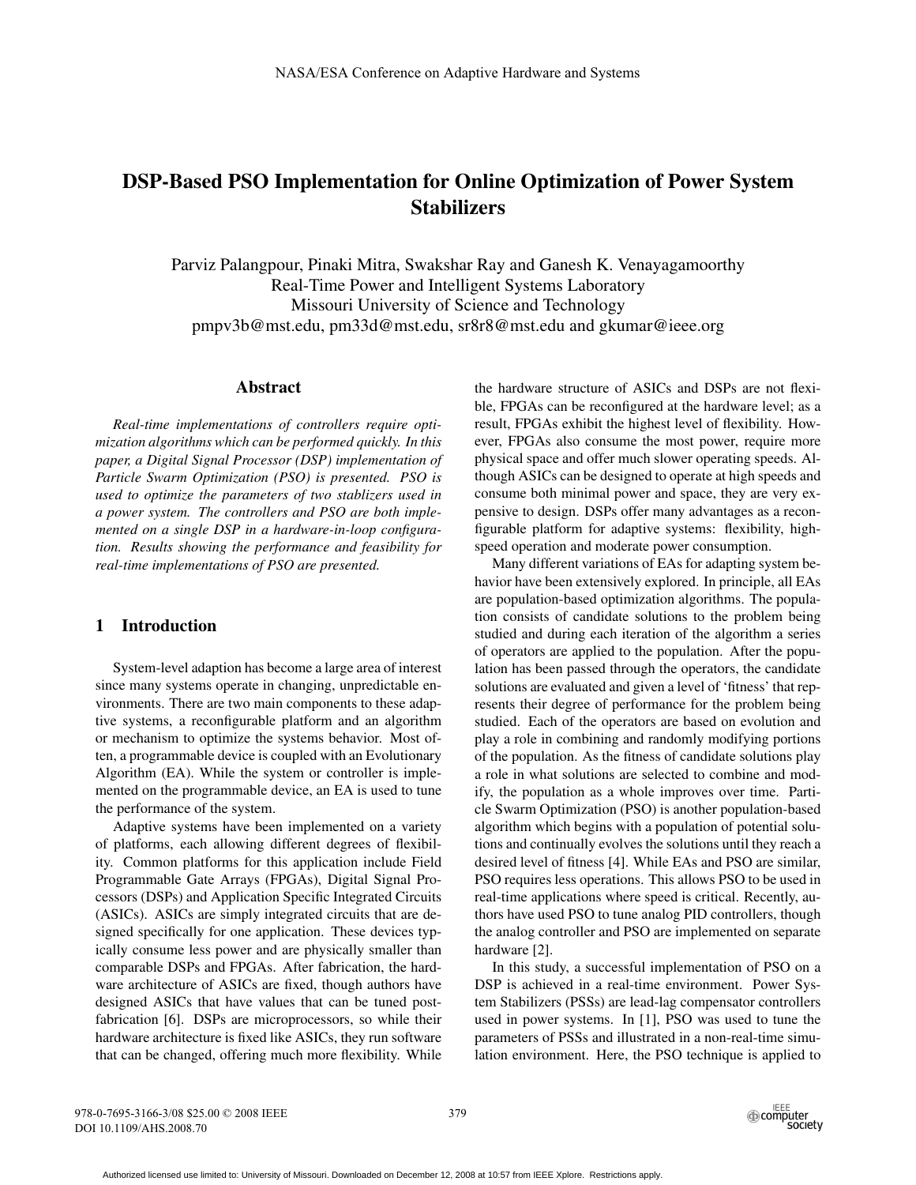# DSP-Based PSO Implementation for Online Optimization of Power System Stabilizers

Parviz Palangpour, Pinaki Mitra, Swakshar Ray and Ganesh K. Venayagamoorthy
Real-Time Power and Intelligent Systems Laboratory
Missouri University of Science and Technology
pmpv3b@mst.edu, pm33d@mst.edu, sr8r8@mst.edu and gkumar@ieee.org

## Abstract

*Real-time implementations of controllers require optimization algorithms which can be performed quickly. In this paper, a Digital Signal Processor (DSP) implementation of Particle Swarm Optimization (PSO) is presented. PSO is used to optimize the parameters of two stablizers used in a power system. The controllers and PSO are both implemented on a single DSP in a hardware-in-loop configuration. Results showing the performance and feasibility for real-time implementations of PSO are presented.*

## 1 Introduction

System-level adaption has become a large area of interest since many systems operate in changing, unpredictable environments. There are two main components to these adaptive systems, a reconfigurable platform and an algorithm or mechanism to optimize the systems behavior. Most often, a programmable device is coupled with an Evolutionary Algorithm (EA). While the system or controller is implemented on the programmable device, an EA is used to tune the performance of the system.

Adaptive systems have been implemented on a variety of platforms, each allowing different degrees of flexibility. Common platforms for this application include Field Programmable Gate Arrays (FPGAs), Digital Signal Processors (DSPs) and Application Specific Integrated Circuits (ASICs). ASICs are simply integrated circuits that are designed specifically for one application. These devices typically consume less power and are physically smaller than comparable DSPs and FPGAs. After fabrication, the hardware architecture of ASICs are fixed, though authors have designed ASICs that have values that can be tuned post-fabrication [6]. DSPs are microprocessors, so while their hardware architecture is fixed like ASICs, they run software that can be changed, offering much more flexibility. While the hardware structure of ASICs and DSPs are not flexible, FPGAs can be reconfigured at the hardware level; as a result, FPGAs exhibit the highest level of flexibility. However, FPGAs also consume the most power, require more physical space and offer much slower operating speeds. Although ASICs can be designed to operate at high speeds and consume both minimal power and space, they are very expensive to design. DSPs offer many advantages as a reconfigurable platform for adaptive systems: flexibility, high-speed operation and moderate power consumption.

Many different variations of EAs for adapting system behavior have been extensively explored. In principle, all EAs are population-based optimization algorithms. The population consists of candidate solutions to the problem being studied and during each iteration of the algorithm a series of operators are applied to the population. After the population has been passed through the operators, the candidate solutions are evaluated and given a level of 'fitness' that represents their degree of performance for the problem being studied. Each of the operators are based on evolution and play a role in combining and randomly modifying portions of the population. As the fitness of candidate solutions play a role in what solutions are selected to combine and modify, the population as a whole improves over time. Particle Swarm Optimization (PSO) is another population-based algorithm which begins with a population of potential solutions and continually evolves the solutions until they reach a desired level of fitness [4]. While EAs and PSO are similar, PSO requires less operations. This allows PSO to be used in real-time applications where speed is critical. Recently, authors have used PSO to tune analog PID controllers, though the analog controller and PSO are implemented on separate hardware [2].

In this study, a successful implementation of PSO on a DSP is achieved in a real-time environment. Power System Stabilizers (PSSs) are lead-lag compensator controllers used in power systems. In [1], PSO was used to tune the parameters of PSSs and illustrated in a non-real-time simulation environment. Here, the PSO technique is applied to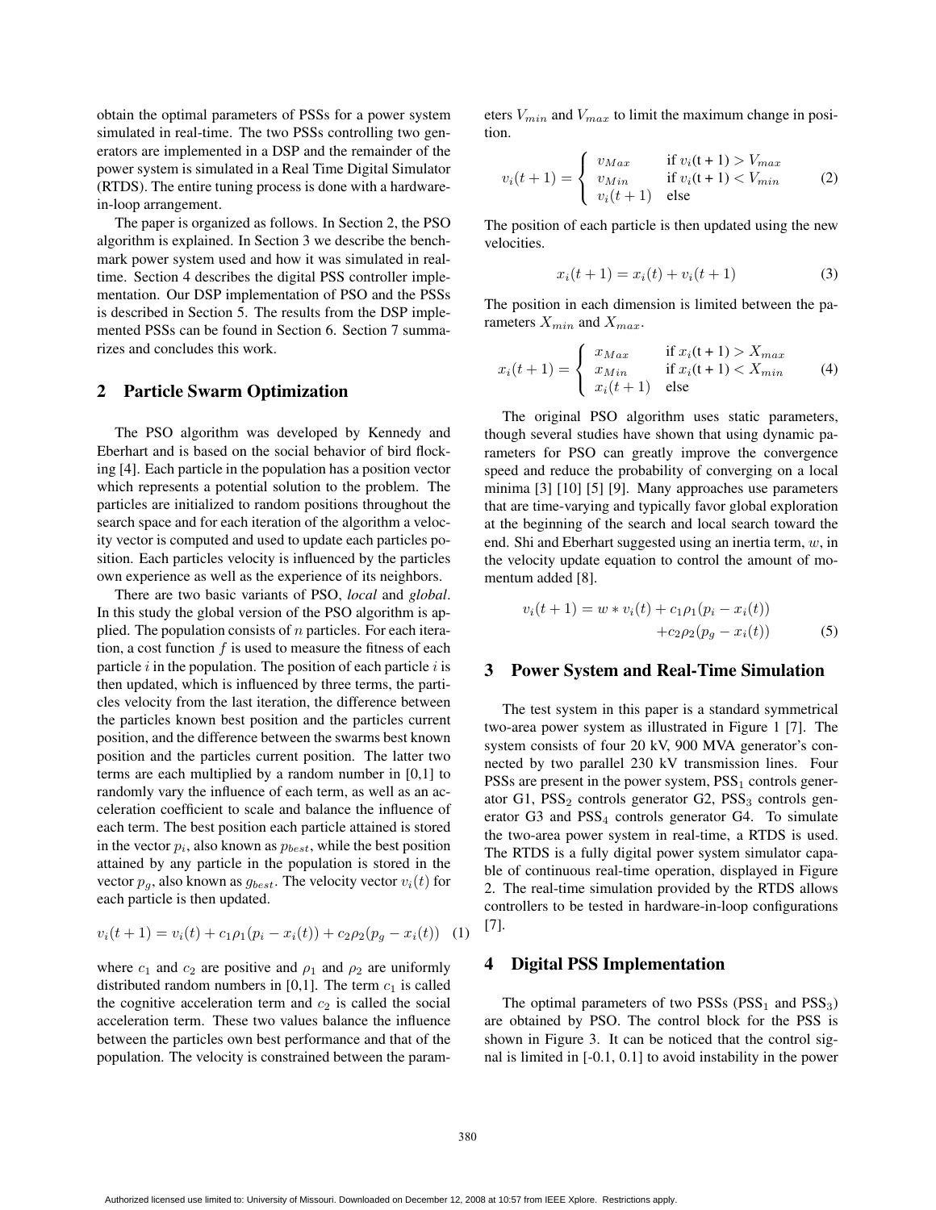obtain the optimal parameters of PSSs for a power system simulated in real-time. The two PSSs controlling two generators are implemented in a DSP and the remainder of the power system is simulated in a Real Time Digital Simulator (RTDS). The entire tuning process is done with a hardware-in-loop arrangement.

The paper is organized as follows. In Section 2, the PSO algorithm is explained. In Section 3 we describe the benchmark power system used and how it was simulated in real-time. Section 4 describes the digital PSS controller implementation. Our DSP implementation of PSO and the PSSs is described in Section 5. The results from the DSP implemented PSSs can be found in Section 6. Section 7 summarizes and concludes this work.

## 2 Particle Swarm Optimization

The PSO algorithm was developed by Kennedy and Eberhart and is based on the social behavior of bird flocking [4]. Each particle in the population has a position vector which represents a potential solution to the problem. The particles are initialized to random positions throughout the search space and for each iteration of the algorithm a velocity vector is computed and used to update each particles position. Each particles velocity is influenced by the particles own experience as well as the experience of its neighbors.

There are two basic variants of PSO, *local* and *global*. In this study the global version of the PSO algorithm is applied. The population consists of $n$ particles. For each iteration, a cost function $f$ is used to measure the fitness of each particle $i$ in the population. The position of each particle $i$ is then updated, which is influenced by three terms, the particles velocity from the last iteration, the difference between the particles known best position and the particles current position, and the difference between the swarms best known position and the particles current position. The latter two terms are each multiplied by a random number in [0,1] to randomly vary the influence of each term, as well as an acceleration coefficient to scale and balance the influence of each term. The best position each particle attained is stored in the vector $p_i$, also known as $p_{best}$, while the best position attained by any particle in the population is stored in the vector $p_g$, also known as $g_{best}$. The velocity vector $v_i(t)$ for each particle is then updated.

$$v_i(t+1) = v_i(t) + c_1\rho_1(p_i - x_i(t)) + c_2\rho_2(p_g - x_i(t)) \quad (1)$$

where $c_1$ and $c_2$ are positive and $\rho_1$ and $\rho_2$ are uniformly distributed random numbers in [0,1]. The term $c_1$ is called the cognitive acceleration term and $c_2$ is called the social acceleration term. These two values balance the influence between the particles own best performance and that of the population. The velocity is constrained between the parameters $V_{min}$ and $V_{max}$ to limit the maximum change in position.

$$v_i(t+1) = \begin{cases} v_{Max} & \text{if } v_i(t+1) > V_{max} \\ v_{Min} & \text{if } v_i(t+1) < V_{min} \\ v_i(t+1) & \text{else} \end{cases} \quad (2)$$

The position of each particle is then updated using the new velocities.

$$x_i(t+1) = x_i(t) + v_i(t+1) \quad (3)$$

The position in each dimension is limited between the parameters $X_{min}$ and $X_{max}$.

$$x_i(t+1) = \begin{cases} x_{Max} & \text{if } x_i(t+1) > X_{max} \\ x_{Min} & \text{if } x_i(t+1) < X_{min} \\ x_i(t+1) & \text{else} \end{cases} \quad (4)$$

The original PSO algorithm uses static parameters, though several studies have shown that using dynamic parameters for PSO can greatly improve the convergence speed and reduce the probability of converging on a local minima [3] [10] [5] [9]. Many approaches use parameters that are time-varying and typically favor global exploration at the beginning of the search and local search toward the end. Shi and Eberhart suggested using an inertia term, $w$, in the velocity update equation to control the amount of momentum added [8].

$$v_i(t+1) = w * v_i(t) + c_1\rho_1(p_i - x_i(t)) + c_2\rho_2(p_g - x_i(t)) \quad (5)$$

## 3 Power System and Real-Time Simulation

The test system in this paper is a standard symmetrical two-area power system as illustrated in Figure 1 [7]. The system consists of four 20 kV, 900 MVA generator's connected by two parallel 230 kV transmission lines. Four PSSs are present in the power system, $\text{PSS}_1$ controls generator G1, $\text{PSS}_2$ controls generator G2, $\text{PSS}_3$ controls generator G3 and $\text{PSS}_4$ controls generator G4. To simulate the two-area power system in real-time, a RTDS is used. The RTDS is a fully digital power system simulator capable of continuous real-time operation, displayed in Figure 2. The real-time simulation provided by the RTDS allows controllers to be tested in hardware-in-loop configurations [7].

## 4 Digital PSS Implementation

The optimal parameters of two PSSs ($\text{PSS}_1$ and $\text{PSS}_3$) are obtained by PSO. The control block for the PSS is shown in Figure 3. It can be noticed that the control signal is limited in [-0.1, 0.1] to avoid instability in the power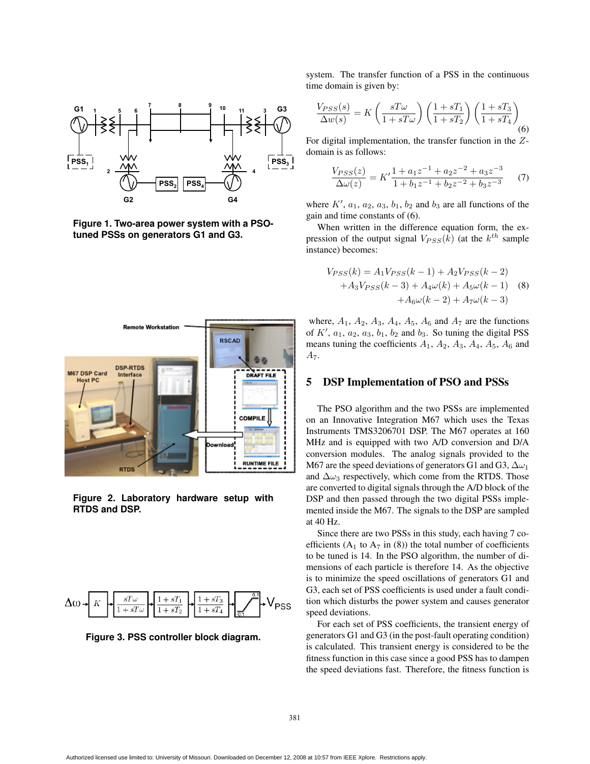Figure 1. Two-area power system with a PSO-tuned PSSs on generators G1 and G3.

Figure 2. Laboratory hardware setup with RTDS and DSP.

Figure 3. PSS controller block diagram.

system. The transfer function of a PSS in the continuous time domain is given by:

$$\frac{V_{PSS}(s)}{\Delta w(s)} = K\left(\frac{sT\omega}{1+sT\omega}\right)\left(\frac{1+sT_1}{1+sT_2}\right)\left(\frac{1+sT_3}{1+sT_4}\right) \quad (6)$$

For digital implementation, the transfer function in the $Z$-domain is as follows:

$$\frac{V_{PSS}(z)}{\Delta\omega(z)} = K'\frac{1+a_1z^{-1}+a_2z^{-2}+a_3z^{-3}}{1+b_1z^{-1}+b_2z^{-2}+b_3z^{-3}} \quad (7)$$

where $K'$, $a_1$, $a_2$, $a_3$, $b_1$, $b_2$ and $b_3$ are all functions of the gain and time constants of (6).

When written in the difference equation form, the expression of the output signal $V_{PSS}(k)$ (at the $k^{th}$ sample instance) becomes:

$$\begin{aligned} V_{PSS}(k) &= A_1V_{PSS}(k-1) + A_2V_{PSS}(k-2) \\ &+A_3V_{PSS}(k-3) + A_4\omega(k) + A_5\omega(k-1) \\ &+A_6\omega(k-2) + A_7\omega(k-3) \end{aligned} \quad (8)$$

where, $A_1$, $A_2$, $A_3$, $A_4$, $A_5$, $A_6$ and $A_7$ are the functions of $K'$, $a_1$, $a_2$, $a_3$, $b_1$, $b_2$ and $b_3$. So tuning the digital PSS means tuning the coefficients $A_1$, $A_2$, $A_3$, $A_4$, $A_5$, $A_6$ and $A_7$.

## 5 DSP Implementation of PSO and PSSs

The PSO algorithm and the two PSSs are implemented on an Innovative Integration M67 which uses the Texas Instruments TMS3206701 DSP. The M67 operates at 160 MHz and is equipped with two A/D conversion and D/A conversion modules. The analog signals provided to the M67 are the speed deviations of generators G1 and G3, $\Delta\omega_1$ and $\Delta\omega_3$ respectively, which come from the RTDS. Those are converted to digital signals through the A/D block of the DSP and then passed through the two digital PSSs implemented inside the M67. The signals to the DSP are sampled at 40 Hz.

Since there are two PSSs in this study, each having 7 coefficients ($A_1$ to $A_7$ in (8)) the total number of coefficients to be tuned is 14. In the PSO algorithm, the number of dimensions of each particle is therefore 14. As the objective is to minimize the speed oscillations of generators G1 and G3, each set of PSS coefficients is used under a fault condition which disturbs the power system and causes generator speed deviations.

For each set of PSS coefficients, the transient energy of generators G1 and G3 (in the post-fault operating condition) is calculated. This transient energy is considered to be the fitness function in this case since a good PSS has to dampen the speed deviations fast. Therefore, the fitness function is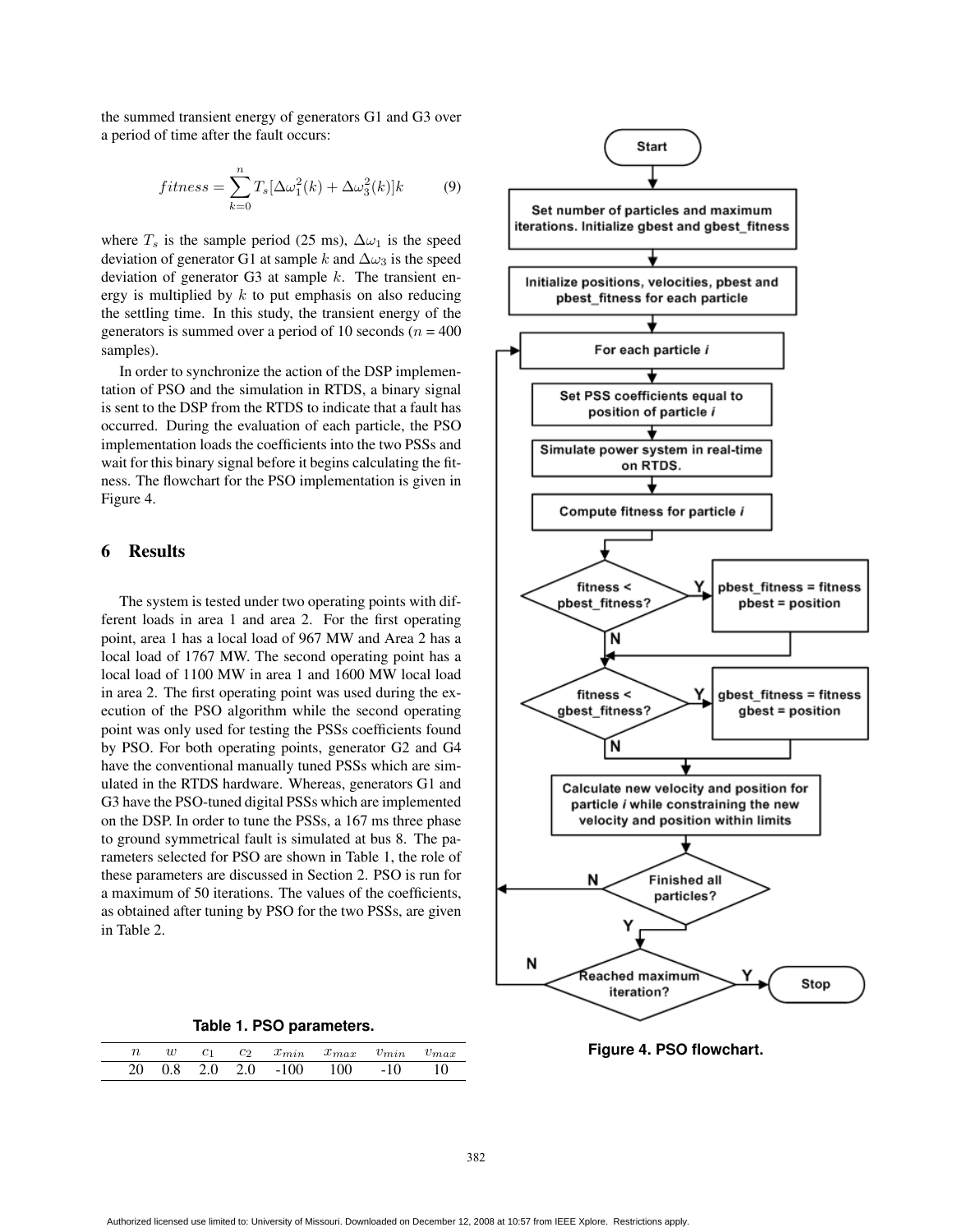the summed transient energy of generators G1 and G3 over a period of time after the fault occurs:

$$fitness = \sum_{k=0}^{n} T_s[\Delta\omega_1^2(k) + \Delta\omega_3^2(k)]k \quad (9)$$

where $T_s$ is the sample period (25 ms), $\Delta\omega_1$ is the speed deviation of generator G1 at sample $k$ and $\Delta\omega_3$ is the speed deviation of generator G3 at sample $k$. The transient energy is multiplied by $k$ to put emphasis on also reducing the settling time. In this study, the transient energy of the generators is summed over a period of 10 seconds ($n$ = 400 samples).

In order to synchronize the action of the DSP implementation of PSO and the simulation in RTDS, a binary signal is sent to the DSP from the RTDS to indicate that a fault has occurred. During the evaluation of each particle, the PSO implementation loads the coefficients into the two PSSs and wait for this binary signal before it begins calculating the fitness. The flowchart for the PSO implementation is given in Figure 4.

Start

Set number of particles and maximum iterations. Initialize gbest and gbest_fitness

Initialize positions, velocities, pbest and pbest_fitness for each particle

For each particle *i*

Set PSS coefficients equal to position of particle *i*

Simulate power system in real-time on RTDS.

Compute fitness for particle *i*

fitness < pbest_fitness?

Y

pbest_fitness = fitness
pbest = position

N

fitness < gbest_fitness?

Y

gbest_fitness = fitness
gbest = position

N

Calculate new velocity and position for particle *i* while constraining the new velocity and position within limits

N

Finished all particles?

Y

N

Reached maximum iteration?

Y

Stop

**Figure 4. PSO flowchart.**

## 6 Results

The system is tested under two operating points with different loads in area 1 and area 2. For the first operating point, area 1 has a local load of 967 MW and Area 2 has a local load of 1767 MW. The second operating point has a local load of 1100 MW in area 1 and 1600 MW local load in area 2. The first operating point was used during the execution of the PSO algorithm while the second operating point was only used for testing the PSSs coefficients found by PSO. For both operating points, generator G2 and G4 have the conventional manually tuned PSSs which are simulated in the RTDS hardware. Whereas, generators G1 and G3 have the PSO-tuned digital PSSs which are implemented on the DSP. In order to tune the PSSs, a 167 ms three phase to ground symmetrical fault is simulated at bus 8. The parameters selected for PSO are shown in Table 1, the role of these parameters are discussed in Section 2. PSO is run for a maximum of 50 iterations. The values of the coefficients, as obtained after tuning by PSO for the two PSSs, are given in Table 2.

**Table 1. PSO parameters.**

| $n$ | $w$ | $c_1$ | $c_2$ | $x_{min}$ | $x_{max}$ | $v_{min}$ | $v_{max}$ |
|---|---|---|---|---|---|---|---|
| 20 | 0.8 | 2.0 | 2.0 | -100 | 100 | -10 | 10 |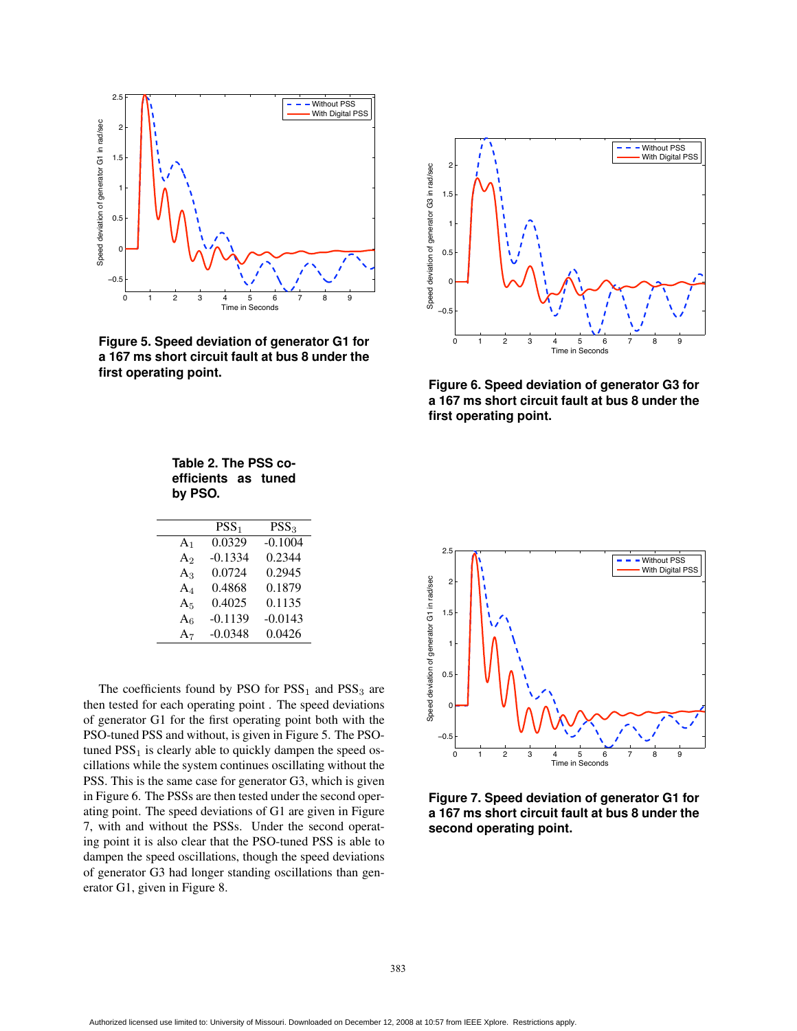Speed deviation of generator G1 in rad/sec

Time in Seconds

Without PSS

With Digital PSS

2.5
2
1.5
1
0.5
0
−0.5

0 1 2 3 4 5 6 7 8 9

**Figure 5. Speed deviation of generator G1 for a 167 ms short circuit fault at bus 8 under the first operating point.**

Speed deviation of generator G3 in rad/sec

Time in Seconds

Without PSS

With Digital PSS

2
1.5
1
0.5
0
−0.5

0 1 2 3 4 5 6 7 8 9

**Figure 6. Speed deviation of generator G3 for a 167 ms short circuit fault at bus 8 under the first operating point.**

**Table 2. The PSS coefficients as tuned by PSO.**

| | $PSS_1$ | $PSS_3$ |
|---|---|---|
| $A_1$ | 0.0329 | -0.1004 |
| $A_2$ | -0.1334 | 0.2344 |
| $A_3$ | 0.0724 | 0.2945 |
| $A_4$ | 0.4868 | 0.1879 |
| $A_5$ | 0.4025 | 0.1135 |
| $A_6$ | -0.1139 | -0.0143 |
| $A_7$ | -0.0348 | 0.0426 |

The coefficients found by PSO for $PSS_1$ and $PSS_3$ are then tested for each operating point . The speed deviations of generator G1 for the first operating point both with the PSO-tuned PSS and without, is given in Figure 5. The PSO-tuned $PSS_1$ is clearly able to quickly dampen the speed oscillations while the system continues oscillating without the PSS. This is the same case for generator G3, which is given in Figure 6. The PSSs are then tested under the second operating point. The speed deviations of G1 are given in Figure 7, with and without the PSSs. Under the second operating point it is also clear that the PSO-tuned PSS is able to dampen the speed oscillations, though the speed deviations of generator G3 had longer standing oscillations than generator G1, given in Figure 8.

Speed deviation of generator G1 in rad/sec

Time in Seconds

Without PSS

With Digital PSS

2.5
2
1.5
1
0.5
0
−0.5

0 1 2 3 4 5 6 7 8 9

**Figure 7. Speed deviation of generator G1 for a 167 ms short circuit fault at bus 8 under the second operating point.**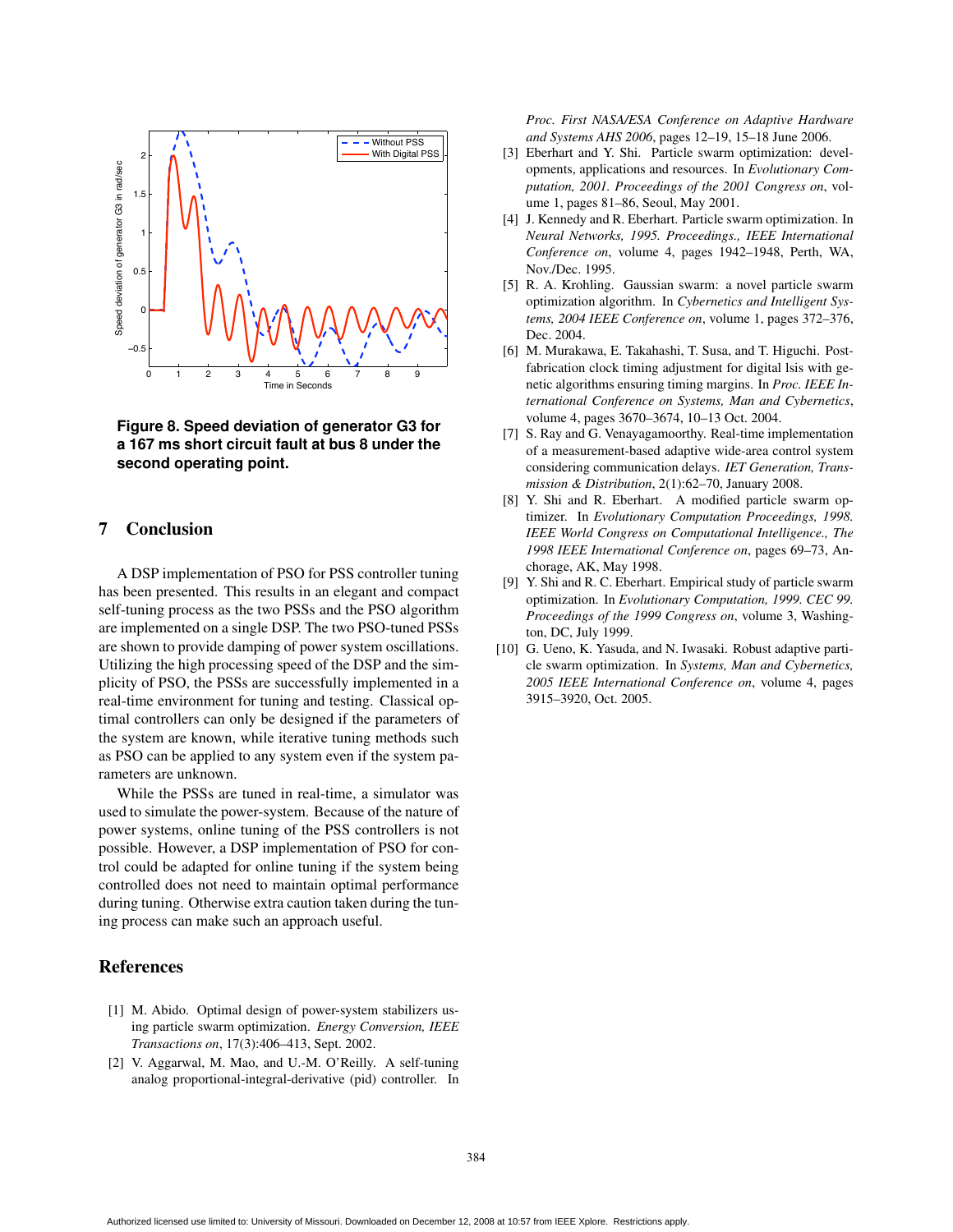Without PSS
With Digital PSS

Speed deviation of generator G3 in rad/sec

2
1.5
1
0.5
0
−0.5

0 1 2 3 4 5 6 7 8 9
Time in Seconds

**Figure 8. Speed deviation of generator G3 for a 167 ms short circuit fault at bus 8 under the second operating point.**

## 7 Conclusion

A DSP implementation of PSO for PSS controller tuning has been presented. This results in an elegant and compact self-tuning process as the two PSSs and the PSO algorithm are implemented on a single DSP. The two PSO-tuned PSSs are shown to provide damping of power system oscillations. Utilizing the high processing speed of the DSP and the simplicity of PSO, the PSSs are successfully implemented in a real-time environment for tuning and testing. Classical optimal controllers can only be designed if the parameters of the system are known, while iterative tuning methods such as PSO can be applied to any system even if the system parameters are unknown.

While the PSSs are tuned in real-time, a simulator was used to simulate the power-system. Because of the nature of power systems, online tuning of the PSS controllers is not possible. However, a DSP implementation of PSO for control could be adapted for online tuning if the system being controlled does not need to maintain optimal performance during tuning. Otherwise extra caution taken during the tuning process can make such an approach useful.

## References

[1] M. Abido. Optimal design of power-system stabilizers using particle swarm optimization. *Energy Conversion, IEEE Transactions on*, 17(3):406–413, Sept. 2002.

[2] V. Aggarwal, M. Mao, and U.-M. O'Reilly. A self-tuning analog proportional-integral-derivative (pid) controller. In *Proc. First NASA/ESA Conference on Adaptive Hardware and Systems AHS 2006*, pages 12–19, 15–18 June 2006.

[3] Eberhart and Y. Shi. Particle swarm optimization: developments, applications and resources. In *Evolutionary Computation, 2001. Proceedings of the 2001 Congress on*, volume 1, pages 81–86, Seoul, May 2001.

[4] J. Kennedy and R. Eberhart. Particle swarm optimization. In *Neural Networks, 1995. Proceedings., IEEE International Conference on*, volume 4, pages 1942–1948, Perth, WA, Nov./Dec. 1995.

[5] R. A. Krohling. Gaussian swarm: a novel particle swarm optimization algorithm. In *Cybernetics and Intelligent Systems, 2004 IEEE Conference on*, volume 1, pages 372–376, Dec. 2004.

[6] M. Murakawa, E. Takahashi, T. Susa, and T. Higuchi. Post-fabrication clock timing adjustment for digital lsis with genetic algorithms ensuring timing margins. In *Proc. IEEE International Conference on Systems, Man and Cybernetics*, volume 4, pages 3670–3674, 10–13 Oct. 2004.

[7] S. Ray and G. Venayagamoorthy. Real-time implementation of a measurement-based adaptive wide-area control system considering communication delays. *IET Generation, Transmission & Distribution*, 2(1):62–70, January 2008.

[8] Y. Shi and R. Eberhart. A modified particle swarm optimizer. In *Evolutionary Computation Proceedings, 1998. IEEE World Congress on Computational Intelligence., The 1998 IEEE International Conference on*, pages 69–73, Anchorage, AK, May 1998.

[9] Y. Shi and R. C. Eberhart. Empirical study of particle swarm optimization. In *Evolutionary Computation, 1999. CEC 99. Proceedings of the 1999 Congress on*, volume 3, Washington, DC, July 1999.

[10] G. Ueno, K. Yasuda, and N. Iwasaki. Robust adaptive particle swarm optimization. In *Systems, Man and Cybernetics, 2005 IEEE International Conference on*, volume 4, pages 3915–3920, Oct. 2005.